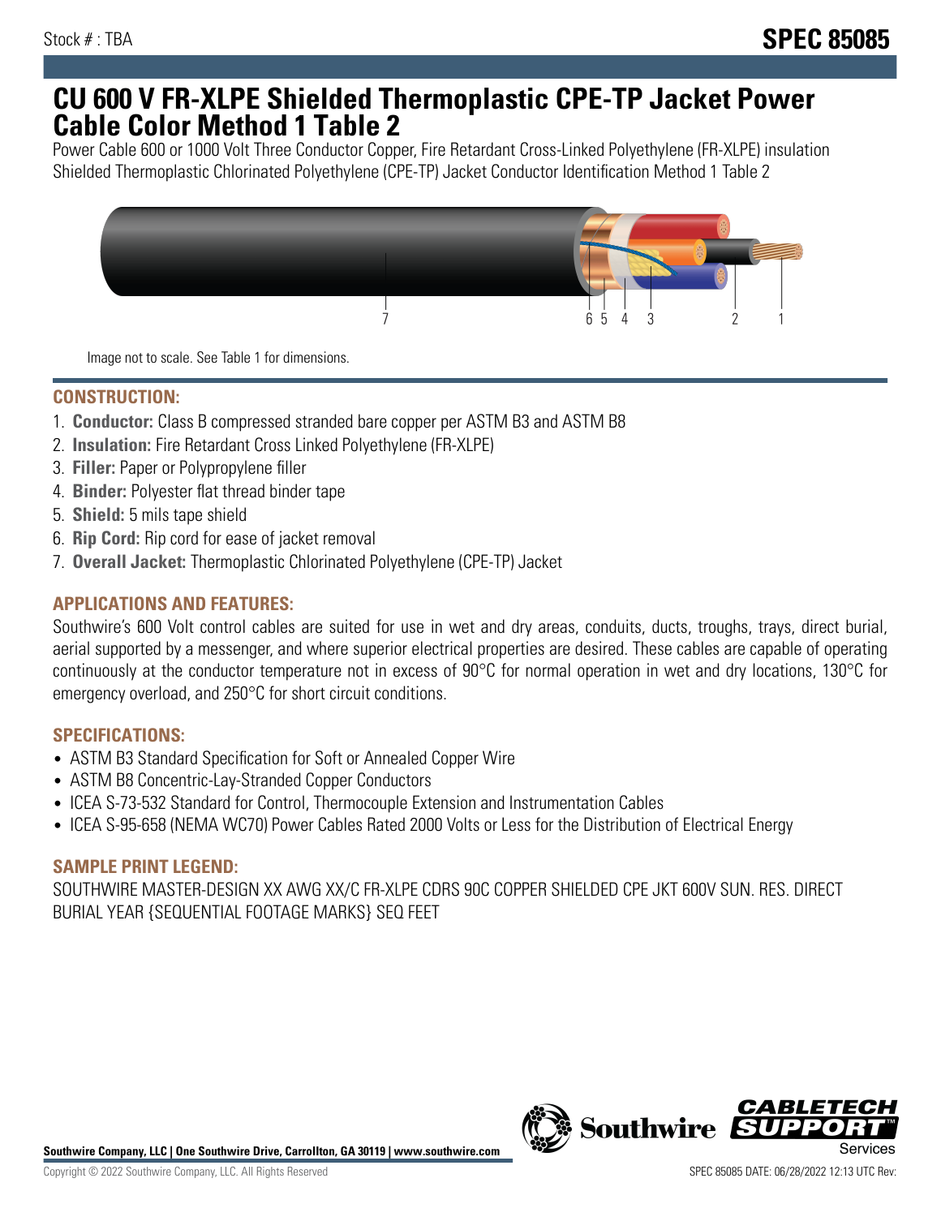Stock # : TBA

# SPEC 85085

# CU 600 V FR-XLPE Shielded Thermoplastic CPE-TP Jacket Power Cable Color Method 1 Table 2

Power Cable 600 or 1000 Volt Three Conductor Copper, Fire Retardant Cross-Linked Polyethylene (FR-XLPE) insulation Shielded Thermoplastic Chlorinated Polyethylene (CPE-TP) Jacket Conductor Identification Method 1 Table 2

Image not to scale. See Table 1 for dimensions.

## CONSTRUCTION:

1. **Conductor:** Class B compressed stranded bare copper per ASTM B3 and ASTM B8
2. **Insulation:** Fire Retardant Cross Linked Polyethylene (FR-XLPE)
3. **Filler:** Paper or Polypropylene filler
4. **Binder:** Polyester flat thread binder tape
5. **Shield:** 5 mils tape shield
6. **Rip Cord:** Rip cord for ease of jacket removal
7. **Overall Jacket:** Thermoplastic Chlorinated Polyethylene (CPE-TP) Jacket

## APPLICATIONS AND FEATURES:

Southwire's 600 Volt control cables are suited for use in wet and dry areas, conduits, ducts, troughs, trays, direct burial, aerial supported by a messenger, and where superior electrical properties are desired. These cables are capable of operating continuously at the conductor temperature not in excess of 90°C for normal operation in wet and dry locations, 130°C for emergency overload, and 250°C for short circuit conditions.

## SPECIFICATIONS:

- ASTM B3 Standard Specification for Soft or Annealed Copper Wire
- ASTM B8 Concentric-Lay-Stranded Copper Conductors
- ICEA S-73-532 Standard for Control, Thermocouple Extension and Instrumentation Cables
- ICEA S-95-658 (NEMA WC70) Power Cables Rated 2000 Volts or Less for the Distribution of Electrical Energy

## SAMPLE PRINT LEGEND:

SOUTHWIRE MASTER-DESIGN XX AWG XX/C FR-XLPE CDRS 90C COPPER SHIELDED CPE JKT 600V SUN. RES. DIRECT BURIAL YEAR {SEQUENTIAL FOOTAGE MARKS} SEQ FEET

**Southwire Company, LLC | One Southwire Drive, Carrollton, GA 30119 | www.southwire.com**

Copyright © 2022 Southwire Company, LLC. All Rights Reserved

SPEC 85085 DATE: 06/28/2022 12:13 UTC Rev: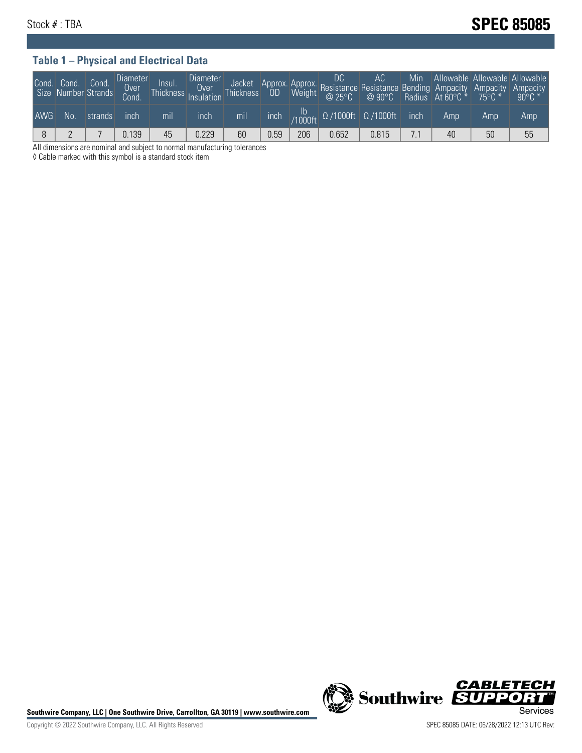### Table 1 – Physical and Electrical Data

| Cond. Size | Cond. Number | Cond. Strands | Diameter Over Cond. | Insul. Thickness | Diameter Over Insulation | Jacket Thickness | Approx. OD | Approx. Weight | DC Resistance @ 25°C | AC Resistance @ 90°C | Min Bending Radius | Allowable Ampacity At 60°C * | Allowable Ampacity 75°C * | Allowable Ampacity 90°C * |
|---|---|---|---|---|---|---|---|---|---|---|---|---|---|---|
| AWG | No. | strands | inch | mil | inch | mil | inch | lb /1000ft | Ω /1000ft | Ω /1000ft | inch | Amp | Amp | Amp |
| 8 | 2 | 7 | 0.139 | 45 | 0.229 | 60 | 0.59 | 206 | 0.652 | 0.815 | 7.1 | 40 | 50 | 55 |

All dimensions are nominal and subject to normal manufacturing tolerances

◊ Cable marked with this symbol is a standard stock item